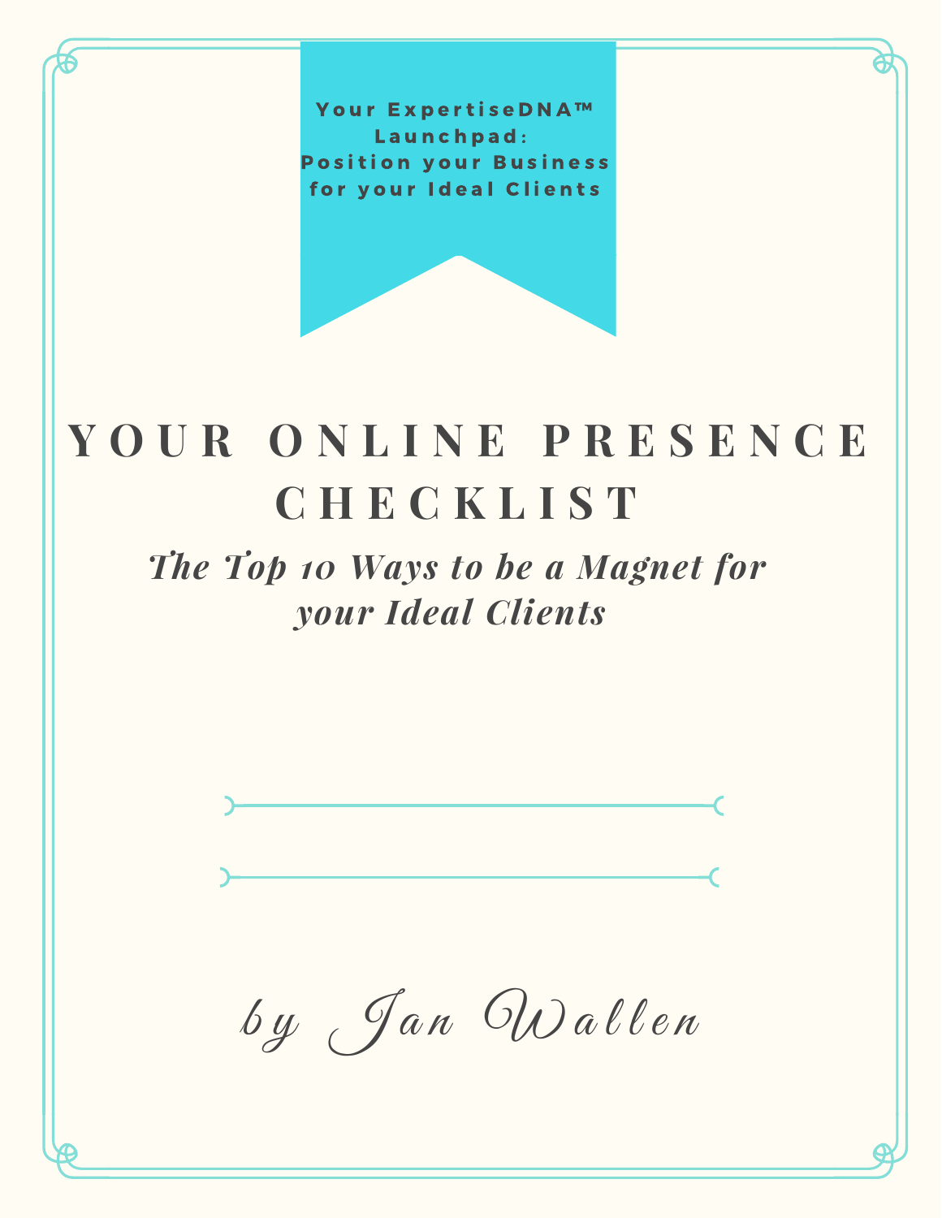Your ExpertiseDNA™ Launchpad: Position your Business for your Ideal Clients

# YOUR ONLINE PRESENCE CHECKLIST

*The Top 10 Ways to be a Magnet for your Ideal Clients*

by Jan Wallen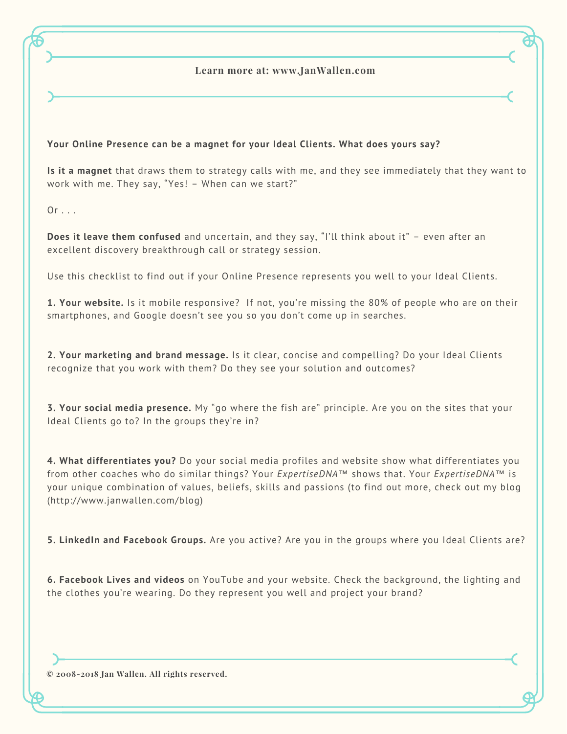Learn more at: www.JanWallen.com

**Your Online Presence can be a magnet for your Ideal Clients. What does yours say?**

**Is it a magnet** that draws them to strategy calls with me, and they see immediately that they want to work with me. They say, "Yes! – When can we start?"

Or . . .

**Does it leave them confused** and uncertain, and they say, "I'll think about it" – even after an excellent discovery breakthrough call or strategy session.

Use this checklist to find out if your Online Presence represents you well to your Ideal Clients.

**1. Your website.** Is it mobile responsive? If not, you're missing the 80% of people who are on their smartphones, and Google doesn't see you so you don't come up in searches.

**2. Your marketing and brand message.** Is it clear, concise and compelling? Do your Ideal Clients recognize that you work with them? Do they see your solution and outcomes?

**3. Your social media presence.** My "go where the fish are" principle. Are you on the sites that your Ideal Clients go to? In the groups they're in?

**4. What differentiates you?** Do your social media profiles and website show what differentiates you from other coaches who do similar things? Your *ExpertiseDNA*™ shows that. Your *ExpertiseDNA*™ is your unique combination of values, beliefs, skills and passions (to find out more, check out my blog (http://www.janwallen.com/blog)

**5. LinkedIn and Facebook Groups.** Are you active? Are you in the groups where you Ideal Clients are?

**6. Facebook Lives and videos** on YouTube and your website. Check the background, the lighting and the clothes you're wearing. Do they represent you well and project your brand?

© 2008-2018 Jan Wallen. All rights reserved.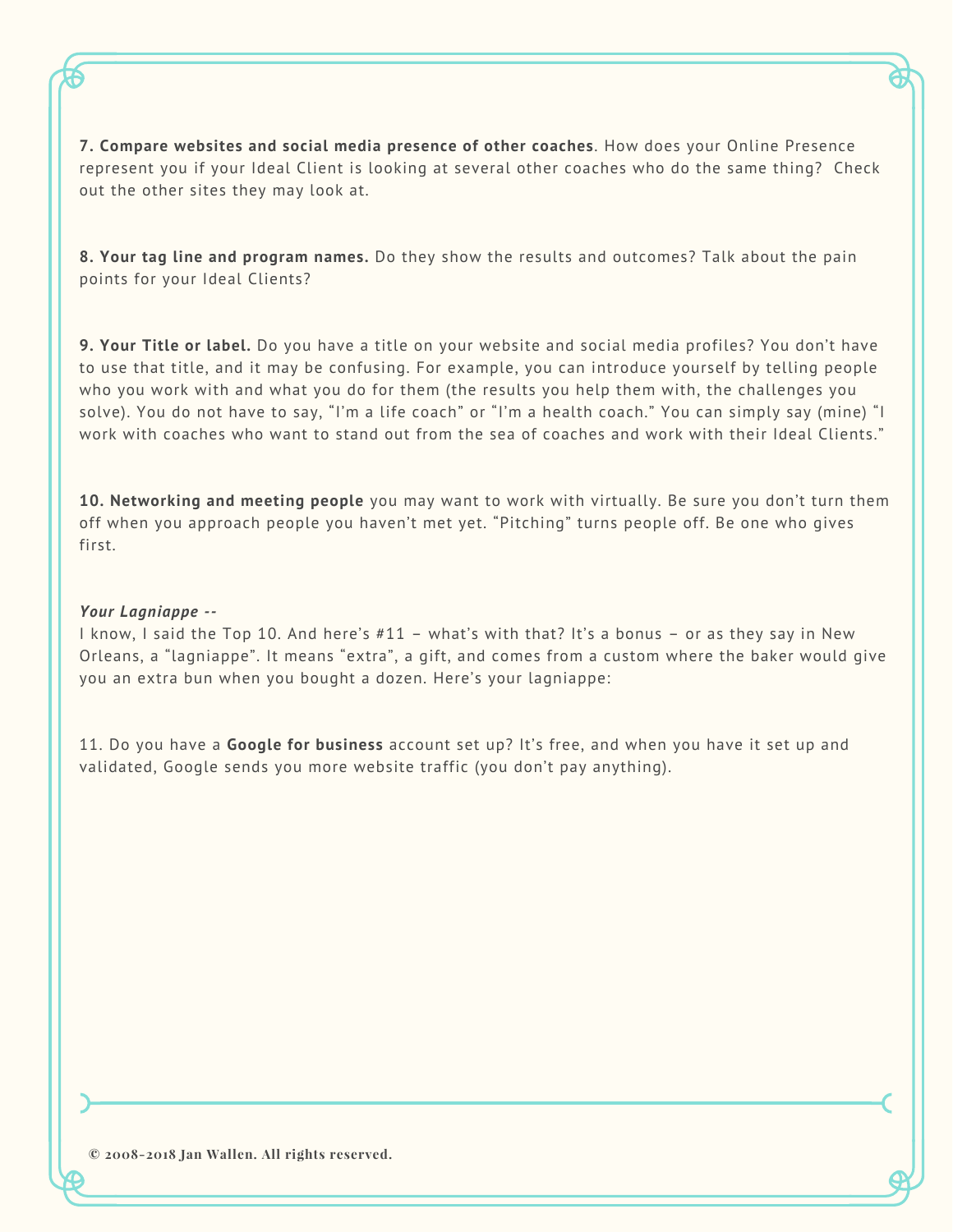**7. Compare websites and social media presence of other coaches**. How does your Online Presence represent you if your Ideal Client is looking at several other coaches who do the same thing?  Check out the other sites they may look at.

**8. Your tag line and program names.** Do they show the results and outcomes? Talk about the pain points for your Ideal Clients?

**9. Your Title or label.** Do you have a title on your website and social media profiles? You don't have to use that title, and it may be confusing. For example, you can introduce yourself by telling people who you work with and what you do for them (the results you help them with, the challenges you solve). You do not have to say, "I'm a life coach" or "I'm a health coach." You can simply say (mine) "I work with coaches who want to stand out from the sea of coaches and work with their Ideal Clients."

**10. Networking and meeting people** you may want to work with virtually. Be sure you don't turn them off when you approach people you haven't met yet. "Pitching" turns people off. Be one who gives first.

***Your Lagniappe --***
I know, I said the Top 10. And here's #11 – what's with that? It's a bonus – or as they say in New Orleans, a "lagniappe". It means "extra", a gift, and comes from a custom where the baker would give you an extra bun when you bought a dozen. Here's your lagniappe:

11. Do you have a **Google for business** account set up? It's free, and when you have it set up and validated, Google sends you more website traffic (you don't pay anything).

© 2008-2018 Jan Wallen. All rights reserved.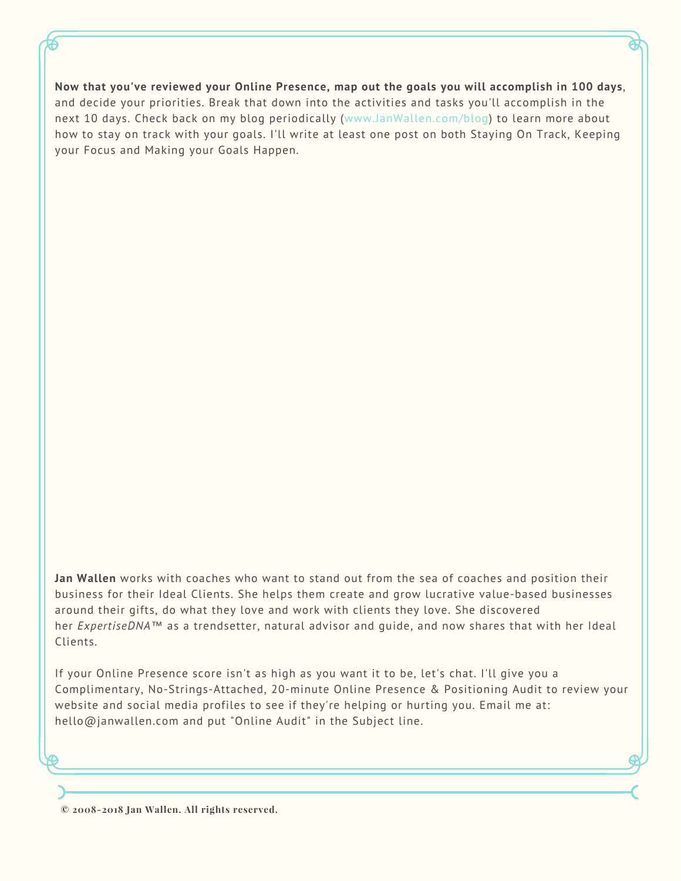**Now that you've reviewed your Online Presence, map out the goals you will accomplish in 100 days**, and decide your priorities. Break that down into the activities and tasks you'll accomplish in the next 10 days. Check back on my blog periodically (www.JanWallen.com/blog) to learn more about how to stay on track with your goals. I'll write at least one post on both Staying On Track, Keeping your Focus and Making your Goals Happen.

**Jan Wallen** works with coaches who want to stand out from the sea of coaches and position their business for their Ideal Clients. She helps them create and grow lucrative value-based businesses around their gifts, do what they love and work with clients they love. She discovered her *ExpertiseDNA*™ as a trendsetter, natural advisor and guide, and now shares that with her Ideal Clients.

If your Online Presence score isn't as high as you want it to be, let's chat. I'll give you a Complimentary, No-Strings-Attached, 20-minute Online Presence & Positioning Audit to review your website and social media profiles to see if they're helping or hurting you. Email me at: hello@janwallen.com and put "Online Audit" in the Subject line.

**© 2008-2018 Jan Wallen. All rights reserved.**